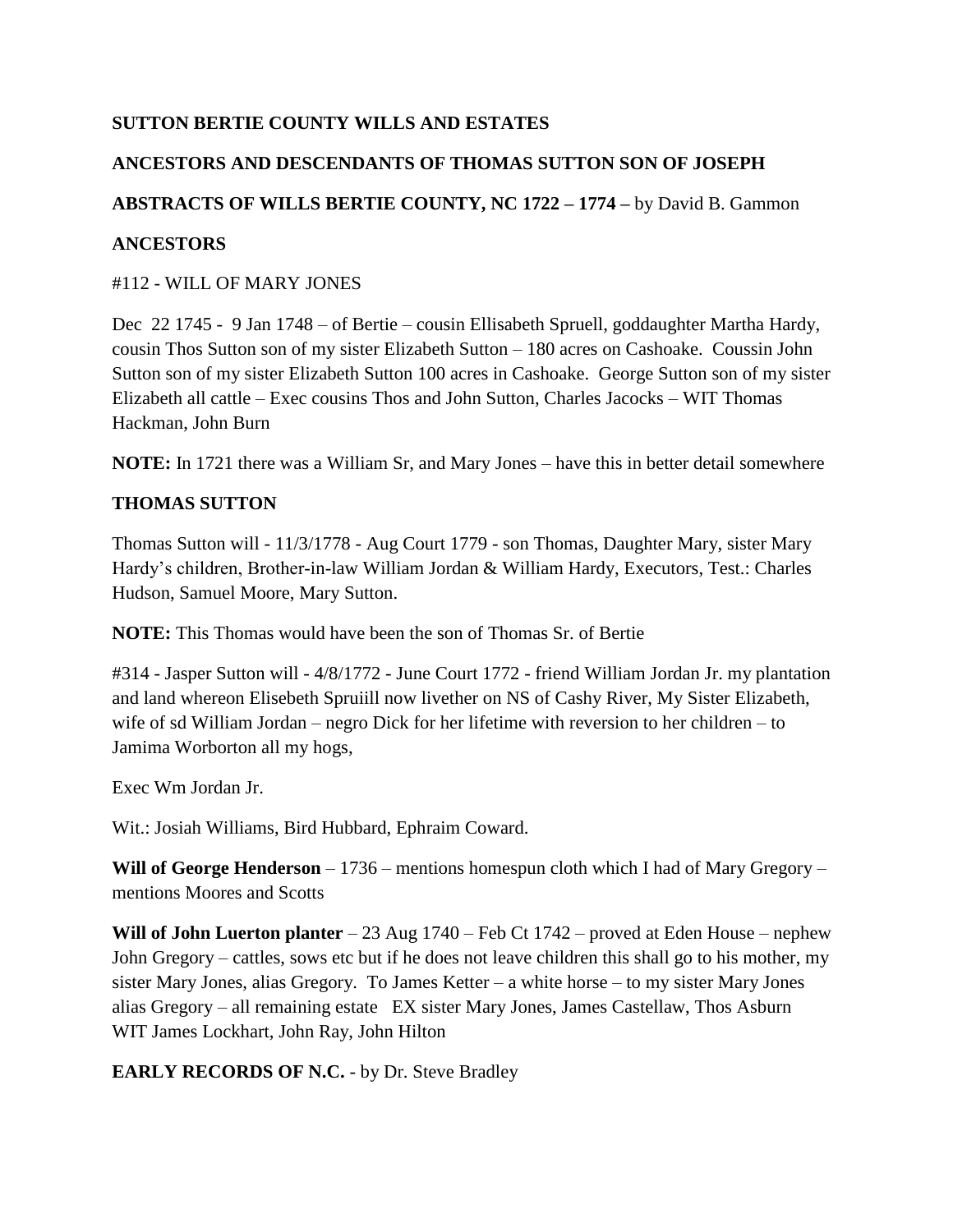**SUTTON BERTIE COUNTY WILLS AND ESTATES**

**ANCESTORS AND DESCENDANTS OF THOMAS SUTTON SON OF JOSEPH**

**ABSTRACTS OF WILLS BERTIE COUNTY, NC 1722 – 1774 –** by David B. Gammon

**ANCESTORS**

#112 - WILL OF MARY JONES

Dec 22 1745 - 9 Jan 1748 – of Bertie – cousin Ellisabeth Spruell, goddaughter Martha Hardy, cousin Thos Sutton son of my sister Elizabeth Sutton – 180 acres on Cashoake. Coussin John Sutton son of my sister Elizabeth Sutton 100 acres in Cashoake. George Sutton son of my sister Elizabeth all cattle – Exec cousins Thos and John Sutton, Charles Jacocks – WIT Thomas Hackman, John Burn

**NOTE:** In 1721 there was a William Sr, and Mary Jones – have this in better detail somewhere

**THOMAS SUTTON**

Thomas Sutton will - 11/3/1778 - Aug Court 1779 - son Thomas, Daughter Mary, sister Mary Hardy's children, Brother-in-law William Jordan & William Hardy, Executors, Test.: Charles Hudson, Samuel Moore, Mary Sutton.

**NOTE:** This Thomas would have been the son of Thomas Sr. of Bertie

#314 - Jasper Sutton will - 4/8/1772 - June Court 1772 - friend William Jordan Jr. my plantation and land whereon Elisebeth Spruiill now livether on NS of Cashy River, My Sister Elizabeth, wife of sd William Jordan – negro Dick for her lifetime with reversion to her children – to Jamima Worborton all my hogs,

Exec Wm Jordan Jr.

Wit.: Josiah Williams, Bird Hubbard, Ephraim Coward.

**Will of George Henderson** – 1736 – mentions homespun cloth which I had of Mary Gregory – mentions Moores and Scotts

**Will of John Luerton planter** – 23 Aug 1740 – Feb Ct 1742 – proved at Eden House – nephew John Gregory – cattles, sows etc but if he does not leave children this shall go to his mother, my sister Mary Jones, alias Gregory. To James Ketter – a white horse – to my sister Mary Jones alias Gregory – all remaining estate EX sister Mary Jones, James Castellaw, Thos Asburn WIT James Lockhart, John Ray, John Hilton

**EARLY RECORDS OF N.C.** - by Dr. Steve Bradley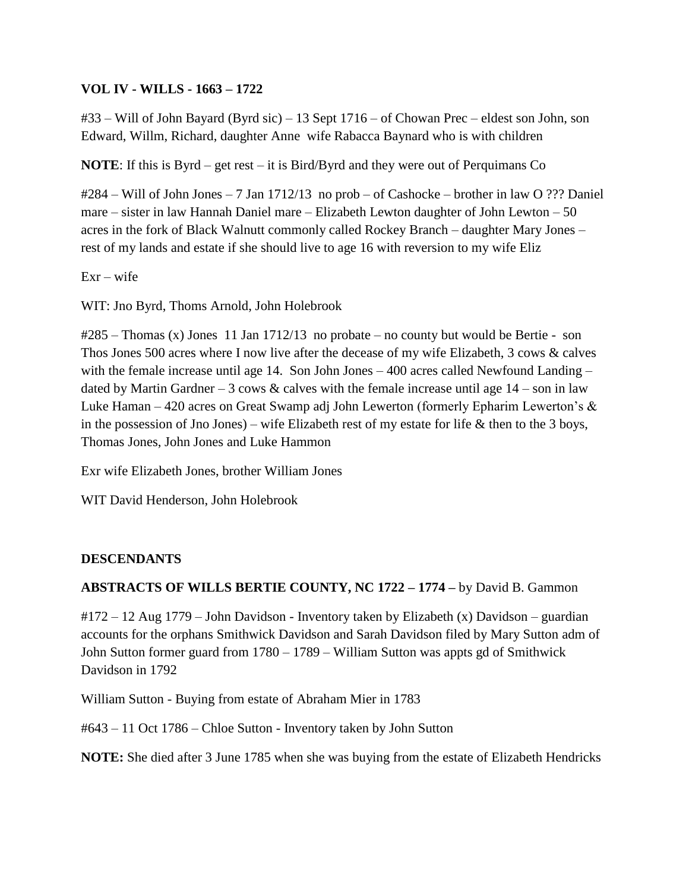**VOL IV - WILLS - 1663 – 1722**

#33 – Will of John Bayard (Byrd sic) – 13 Sept 1716 – of Chowan Prec – eldest son John, son Edward, Willm, Richard, daughter Anne wife Rabacca Baynard who is with children

**NOTE**: If this is Byrd – get rest – it is Bird/Byrd and they were out of Perquimans Co

#284 – Will of John Jones – 7 Jan 1712/13 no prob – of Cashocke – brother in law O ??? Daniel mare – sister in law Hannah Daniel mare – Elizabeth Lewton daughter of John Lewton – 50 acres in the fork of Black Walnutt commonly called Rockey Branch – daughter Mary Jones – rest of my lands and estate if she should live to age 16 with reversion to my wife Eliz

Exr – wife

WIT: Jno Byrd, Thoms Arnold, John Holebrook

#285 – Thomas (x) Jones 11 Jan 1712/13 no probate – no county but would be Bertie - son Thos Jones 500 acres where I now live after the decease of my wife Elizabeth, 3 cows & calves with the female increase until age 14. Son John Jones – 400 acres called Newfound Landing – dated by Martin Gardner – 3 cows & calves with the female increase until age 14 – son in law Luke Haman – 420 acres on Great Swamp adj John Lewerton (formerly Epharim Lewerton's & in the possession of Jno Jones) – wife Elizabeth rest of my estate for life & then to the 3 boys, Thomas Jones, John Jones and Luke Hammon

Exr wife Elizabeth Jones, brother William Jones

WIT David Henderson, John Holebrook

**DESCENDANTS**

**ABSTRACTS OF WILLS BERTIE COUNTY, NC 1722 – 1774 –** by David B. Gammon

#172 – 12 Aug 1779 – John Davidson - Inventory taken by Elizabeth (x) Davidson – guardian accounts for the orphans Smithwick Davidson and Sarah Davidson filed by Mary Sutton adm of John Sutton former guard from 1780 – 1789 – William Sutton was appts gd of Smithwick Davidson in 1792

William Sutton - Buying from estate of Abraham Mier in 1783

#643 – 11 Oct 1786 – Chloe Sutton - Inventory taken by John Sutton

**NOTE:** She died after 3 June 1785 when she was buying from the estate of Elizabeth Hendricks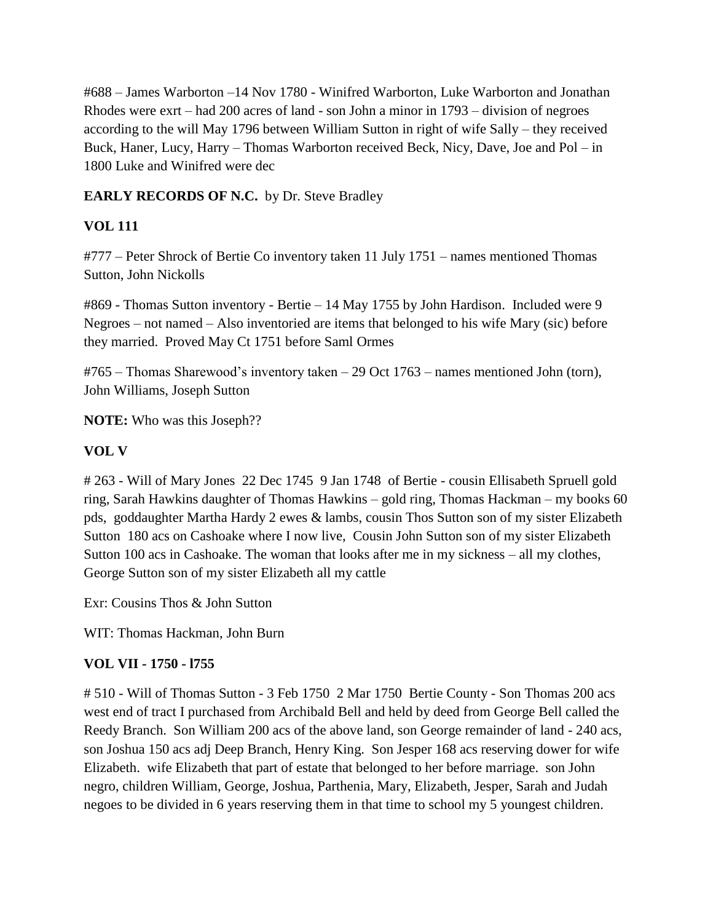#688 – James Warborton –14 Nov 1780 - Winifred Warborton, Luke Warborton and Jonathan Rhodes were exrt – had 200 acres of land - son John a minor in 1793 – division of negroes according to the will May 1796 between William Sutton in right of wife Sally – they received Buck, Haner, Lucy, Harry – Thomas Warborton received Beck, Nicy, Dave, Joe and Pol – in 1800 Luke and Winifred were dec

**EARLY RECORDS OF N.C.** by Dr. Steve Bradley

**VOL 111**

#777 – Peter Shrock of Bertie Co inventory taken 11 July 1751 – names mentioned Thomas Sutton, John Nickolls

#869 - Thomas Sutton inventory - Bertie – 14 May 1755 by John Hardison. Included were 9 Negroes – not named – Also inventoried are items that belonged to his wife Mary (sic) before they married. Proved May Ct 1751 before Saml Ormes

#765 – Thomas Sharewood's inventory taken – 29 Oct 1763 – names mentioned John (torn), John Williams, Joseph Sutton

**NOTE:** Who was this Joseph??

**VOL V**

# 263 - Will of Mary Jones 22 Dec 1745 9 Jan 1748 of Bertie - cousin Ellisabeth Spruell gold ring, Sarah Hawkins daughter of Thomas Hawkins – gold ring, Thomas Hackman – my books 60 pds, goddaughter Martha Hardy 2 ewes & lambs, cousin Thos Sutton son of my sister Elizabeth Sutton 180 acs on Cashoake where I now live, Cousin John Sutton son of my sister Elizabeth Sutton 100 acs in Cashoake. The woman that looks after me in my sickness – all my clothes, George Sutton son of my sister Elizabeth all my cattle

Exr: Cousins Thos & John Sutton

WIT: Thomas Hackman, John Burn

**VOL VII - 1750 - l755**

# 510 - Will of Thomas Sutton - 3 Feb 1750 2 Mar 1750 Bertie County - Son Thomas 200 acs west end of tract I purchased from Archibald Bell and held by deed from George Bell called the Reedy Branch. Son William 200 acs of the above land, son George remainder of land - 240 acs, son Joshua 150 acs adj Deep Branch, Henry King. Son Jesper 168 acs reserving dower for wife Elizabeth. wife Elizabeth that part of estate that belonged to her before marriage. son John negro, children William, George, Joshua, Parthenia, Mary, Elizabeth, Jesper, Sarah and Judah negoes to be divided in 6 years reserving them in that time to school my 5 youngest children.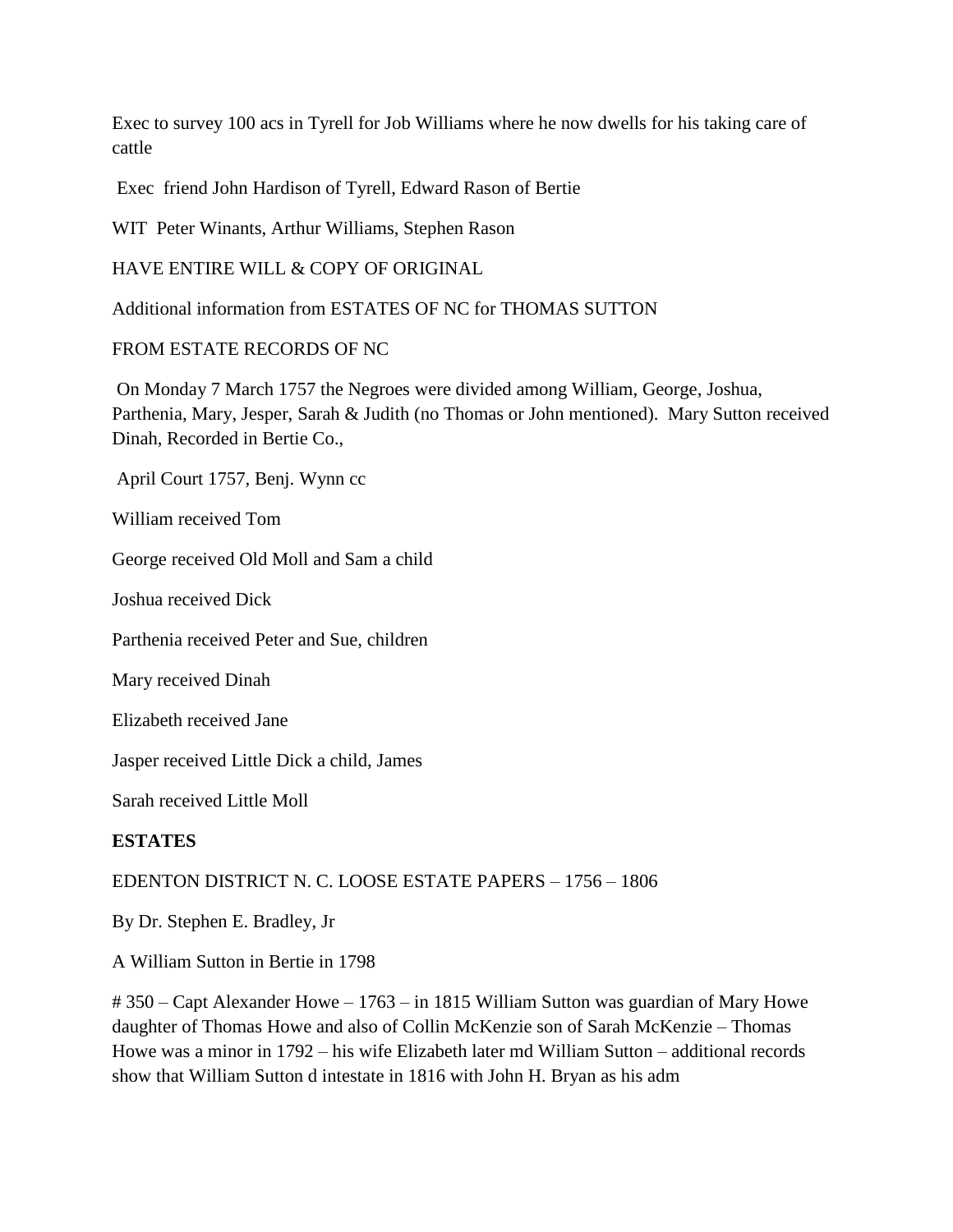Exec to survey 100 acs in Tyrell for Job Williams where he now dwells for his taking care of cattle

Exec friend John Hardison of Tyrell, Edward Rason of Bertie

WIT Peter Winants, Arthur Williams, Stephen Rason

HAVE ENTIRE WILL & COPY OF ORIGINAL

Additional information from ESTATES OF NC for THOMAS SUTTON

FROM ESTATE RECORDS OF NC

On Monday 7 March 1757 the Negroes were divided among William, George, Joshua, Parthenia, Mary, Jesper, Sarah & Judith (no Thomas or John mentioned). Mary Sutton received Dinah, Recorded in Bertie Co.,

April Court 1757, Benj. Wynn cc

William received Tom

George received Old Moll and Sam a child

Joshua received Dick

Parthenia received Peter and Sue, children

Mary received Dinah

Elizabeth received Jane

Jasper received Little Dick a child, James

Sarah received Little Moll

**ESTATES**

EDENTON DISTRICT N. C. LOOSE ESTATE PAPERS – 1756 – 1806

By Dr. Stephen E. Bradley, Jr

A William Sutton in Bertie in 1798

# 350 – Capt Alexander Howe – 1763 – in 1815 William Sutton was guardian of Mary Howe daughter of Thomas Howe and also of Collin McKenzie son of Sarah McKenzie – Thomas Howe was a minor in 1792 – his wife Elizabeth later md William Sutton – additional records show that William Sutton d intestate in 1816 with John H. Bryan as his adm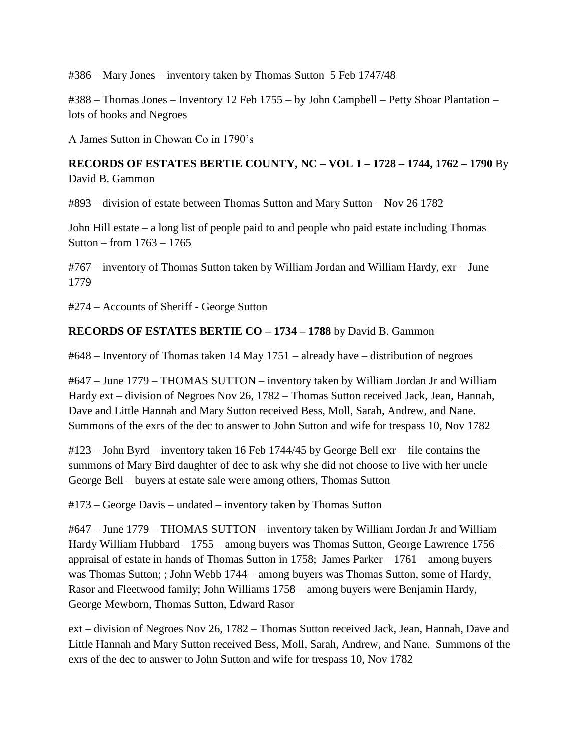#386 – Mary Jones – inventory taken by Thomas Sutton  5 Feb 1747/48

#388 – Thomas Jones – Inventory 12 Feb 1755 – by John Campbell – Petty Shoar Plantation – lots of books and Negroes

A James Sutton in Chowan Co in 1790's

**RECORDS OF ESTATES BERTIE COUNTY, NC – VOL 1 – 1728 – 1744, 1762 – 1790** By David B. Gammon

#893 – division of estate between Thomas Sutton and Mary Sutton – Nov 26 1782

John Hill estate – a long list of people paid to and people who paid estate including Thomas Sutton – from 1763 – 1765

#767 – inventory of Thomas Sutton taken by William Jordan and William Hardy, exr – June 1779

#274 – Accounts of Sheriff - George Sutton

**RECORDS OF ESTATES BERTIE CO – 1734 – 1788** by David B. Gammon

#648 – Inventory of Thomas taken 14 May 1751 – already have – distribution of negroes

#647 – June 1779 – THOMAS SUTTON – inventory taken by William Jordan Jr and William Hardy ext – division of Negroes Nov 26, 1782 – Thomas Sutton received Jack, Jean, Hannah, Dave and Little Hannah and Mary Sutton received Bess, Moll, Sarah, Andrew, and Nane. Summons of the exrs of the dec to answer to John Sutton and wife for trespass 10, Nov 1782

#123 – John Byrd – inventory taken 16 Feb 1744/45 by George Bell exr – file contains the summons of Mary Bird daughter of dec to ask why she did not choose to live with her uncle George Bell – buyers at estate sale were among others, Thomas Sutton

#173 – George Davis – undated – inventory taken by Thomas Sutton

#647 – June 1779 – THOMAS SUTTON – inventory taken by William Jordan Jr and William Hardy William Hubbard – 1755 – among buyers was Thomas Sutton, George Lawrence 1756 – appraisal of estate in hands of Thomas Sutton in 1758;  James Parker – 1761 – among buyers was Thomas Sutton; ; John Webb 1744 – among buyers was Thomas Sutton, some of Hardy, Rasor and Fleetwood family; John Williams 1758 – among buyers were Benjamin Hardy, George Mewborn, Thomas Sutton, Edward Rasor

ext – division of Negroes Nov 26, 1782 – Thomas Sutton received Jack, Jean, Hannah, Dave and Little Hannah and Mary Sutton received Bess, Moll, Sarah, Andrew, and Nane.  Summons of the exrs of the dec to answer to John Sutton and wife for trespass 10, Nov 1782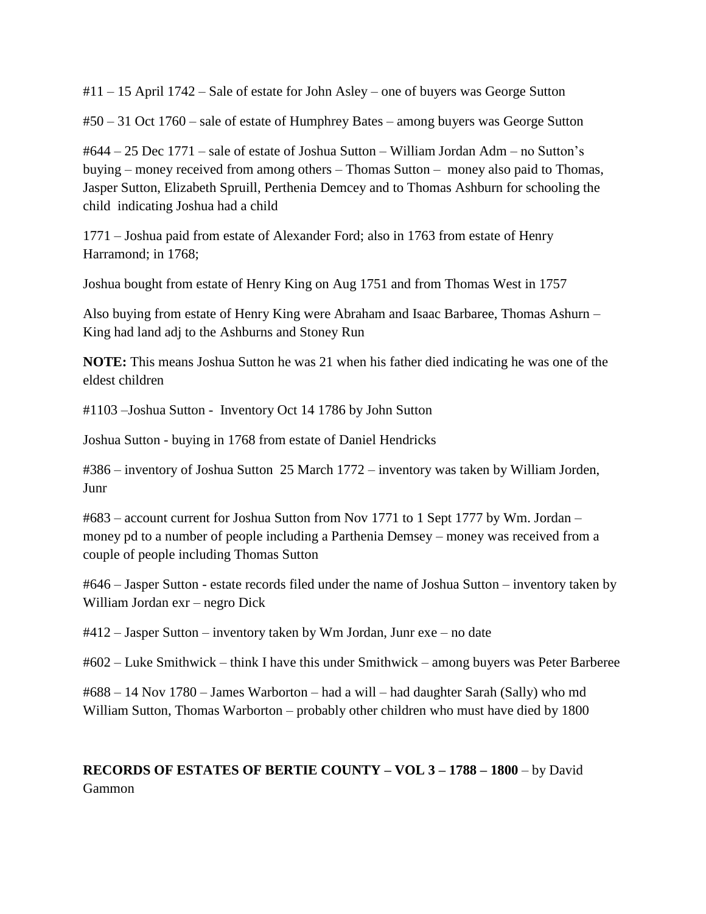#11 – 15 April 1742 – Sale of estate for John Asley – one of buyers was George Sutton

#50 – 31 Oct 1760 – sale of estate of Humphrey Bates – among buyers was George Sutton

#644 – 25 Dec 1771 – sale of estate of Joshua Sutton – William Jordan Adm – no Sutton's buying – money received from among others – Thomas Sutton – money also paid to Thomas, Jasper Sutton, Elizabeth Spruill, Perthenia Demcey and to Thomas Ashburn for schooling the child indicating Joshua had a child

1771 – Joshua paid from estate of Alexander Ford; also in 1763 from estate of Henry Harramond; in 1768;

Joshua bought from estate of Henry King on Aug 1751 and from Thomas West in 1757

Also buying from estate of Henry King were Abraham and Isaac Barbaree, Thomas Ashurn – King had land adj to the Ashburns and Stoney Run

**NOTE:** This means Joshua Sutton he was 21 when his father died indicating he was one of the eldest children

#1103 –Joshua Sutton - Inventory Oct 14 1786 by John Sutton

Joshua Sutton - buying in 1768 from estate of Daniel Hendricks

#386 – inventory of Joshua Sutton 25 March 1772 – inventory was taken by William Jorden, Junr

#683 – account current for Joshua Sutton from Nov 1771 to 1 Sept 1777 by Wm. Jordan – money pd to a number of people including a Parthenia Demsey – money was received from a couple of people including Thomas Sutton

#646 – Jasper Sutton - estate records filed under the name of Joshua Sutton – inventory taken by William Jordan exr – negro Dick

#412 – Jasper Sutton – inventory taken by Wm Jordan, Junr exe – no date

#602 – Luke Smithwick – think I have this under Smithwick – among buyers was Peter Barberee

#688 – 14 Nov 1780 – James Warborton – had a will – had daughter Sarah (Sally) who md William Sutton, Thomas Warborton – probably other children who must have died by 1800

**RECORDS OF ESTATES OF BERTIE COUNTY – VOL 3 – 1788 – 1800** – by David Gammon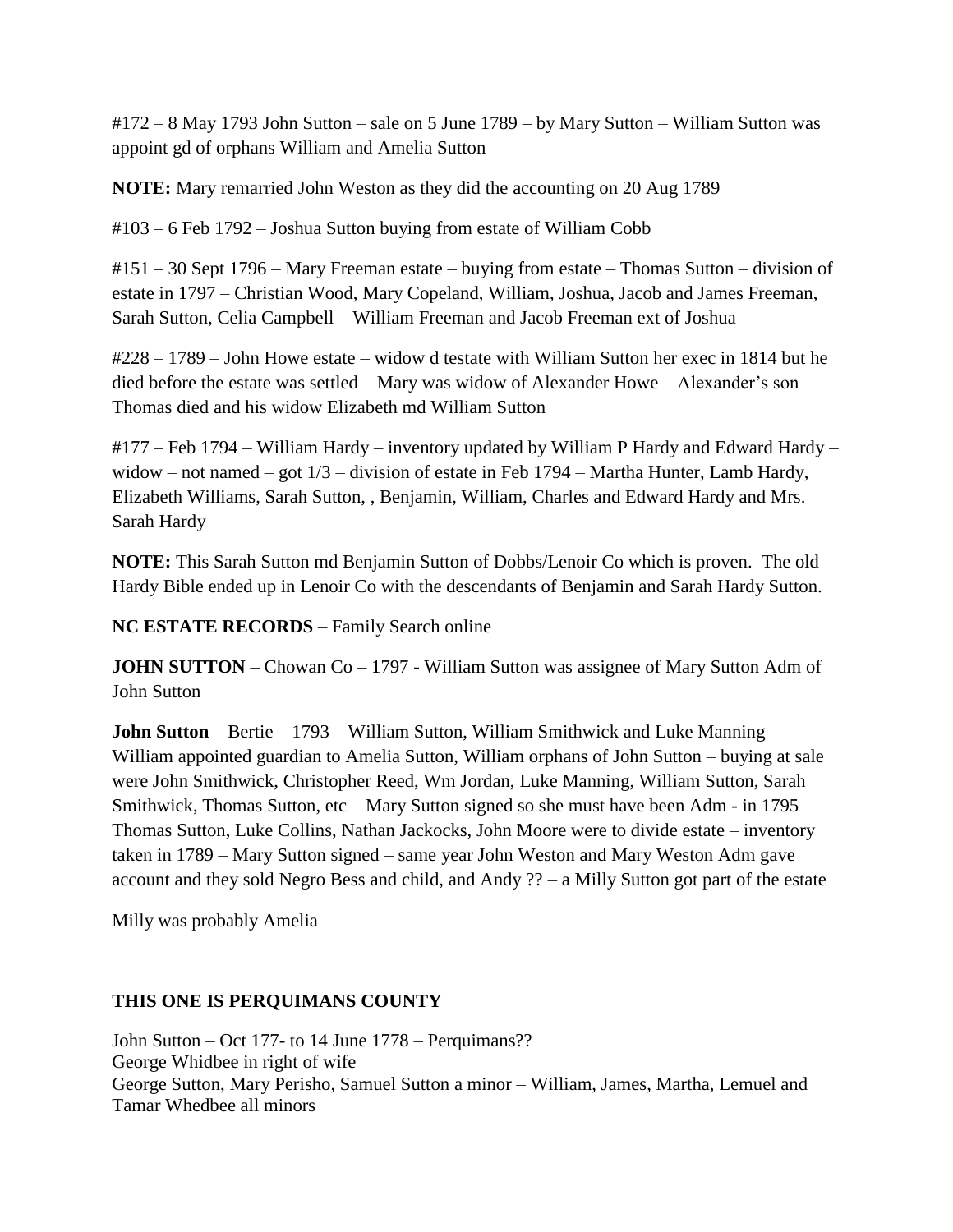#172 – 8 May 1793 John Sutton – sale on 5 June 1789 – by Mary Sutton – William Sutton was appoint gd of orphans William and Amelia Sutton

**NOTE:** Mary remarried John Weston as they did the accounting on 20 Aug 1789

#103 – 6 Feb 1792 – Joshua Sutton buying from estate of William Cobb

#151 – 30 Sept 1796 – Mary Freeman estate – buying from estate – Thomas Sutton – division of estate in 1797 – Christian Wood, Mary Copeland, William, Joshua, Jacob and James Freeman, Sarah Sutton, Celia Campbell – William Freeman and Jacob Freeman ext of Joshua

#228 – 1789 – John Howe estate – widow d testate with William Sutton her exec in 1814 but he died before the estate was settled – Mary was widow of Alexander Howe – Alexander's son Thomas died and his widow Elizabeth md William Sutton

#177 – Feb 1794 – William Hardy – inventory updated by William P Hardy and Edward Hardy – widow – not named – got 1/3 – division of estate in Feb 1794 – Martha Hunter, Lamb Hardy, Elizabeth Williams, Sarah Sutton, , Benjamin, William, Charles and Edward Hardy and Mrs. Sarah Hardy

**NOTE:** This Sarah Sutton md Benjamin Sutton of Dobbs/Lenoir Co which is proven. The old Hardy Bible ended up in Lenoir Co with the descendants of Benjamin and Sarah Hardy Sutton.

**NC ESTATE RECORDS** – Family Search online

**JOHN SUTTON** – Chowan Co – 1797 - William Sutton was assignee of Mary Sutton Adm of John Sutton

**John Sutton** – Bertie – 1793 – William Sutton, William Smithwick and Luke Manning – William appointed guardian to Amelia Sutton, William orphans of John Sutton – buying at sale were John Smithwick, Christopher Reed, Wm Jordan, Luke Manning, William Sutton, Sarah Smithwick, Thomas Sutton, etc – Mary Sutton signed so she must have been Adm - in 1795 Thomas Sutton, Luke Collins, Nathan Jackocks, John Moore were to divide estate – inventory taken in 1789 – Mary Sutton signed – same year John Weston and Mary Weston Adm gave account and they sold Negro Bess and child, and Andy ?? – a Milly Sutton got part of the estate

Milly was probably Amelia

**THIS ONE IS PERQUIMANS COUNTY**

John Sutton – Oct 177- to 14 June 1778 – Perquimans??
George Whidbee in right of wife
George Sutton, Mary Perisho, Samuel Sutton a minor – William, James, Martha, Lemuel and Tamar Whedbee all minors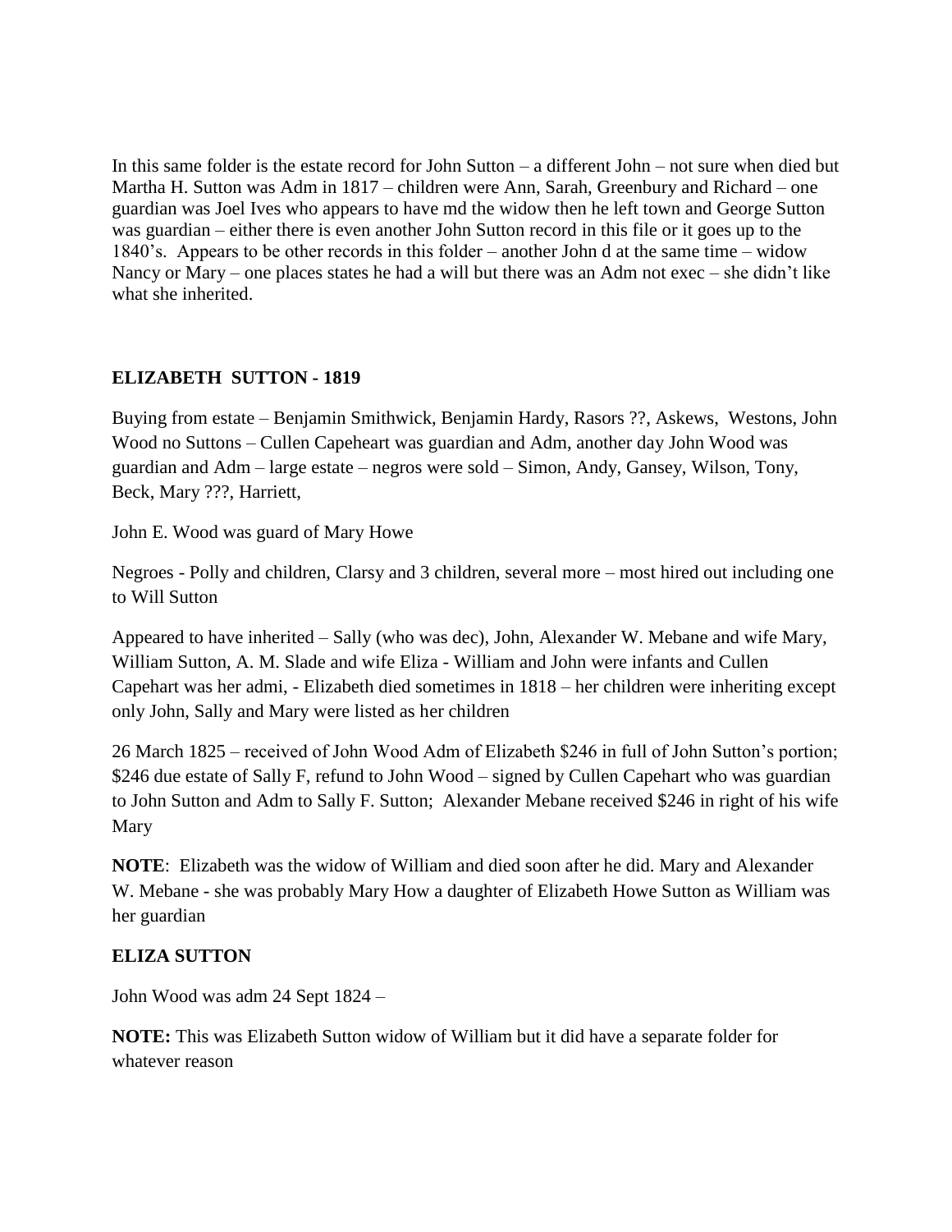In this same folder is the estate record for John Sutton – a different John – not sure when died but Martha H. Sutton was Adm in 1817 – children were Ann, Sarah, Greenbury and Richard – one guardian was Joel Ives who appears to have md the widow then he left town and George Sutton was guardian – either there is even another John Sutton record in this file or it goes up to the 1840's. Appears to be other records in this folder – another John d at the same time – widow Nancy or Mary – one places states he had a will but there was an Adm not exec – she didn't like what she inherited.

**ELIZABETH SUTTON - 1819**

Buying from estate – Benjamin Smithwick, Benjamin Hardy, Rasors ??, Askews, Westons, John Wood no Suttons – Cullen Capeheart was guardian and Adm, another day John Wood was guardian and Adm – large estate – negros were sold – Simon, Andy, Gansey, Wilson, Tony, Beck, Mary ???, Harriett,

John E. Wood was guard of Mary Howe

Negroes - Polly and children, Clarsy and 3 children, several more – most hired out including one to Will Sutton

Appeared to have inherited – Sally (who was dec), John, Alexander W. Mebane and wife Mary, William Sutton, A. M. Slade and wife Eliza - William and John were infants and Cullen Capehart was her admi, - Elizabeth died sometimes in 1818 – her children were inheriting except only John, Sally and Mary were listed as her children

26 March 1825 – received of John Wood Adm of Elizabeth $246 in full of John Sutton's portion; $246 due estate of Sally F, refund to John Wood – signed by Cullen Capehart who was guardian to John Sutton and Adm to Sally F. Sutton; Alexander Mebane received $246 in right of his wife Mary

**NOTE**: Elizabeth was the widow of William and died soon after he did. Mary and Alexander W. Mebane - she was probably Mary How a daughter of Elizabeth Howe Sutton as William was her guardian

**ELIZA SUTTON**

John Wood was adm 24 Sept 1824 –

**NOTE:** This was Elizabeth Sutton widow of William but it did have a separate folder for whatever reason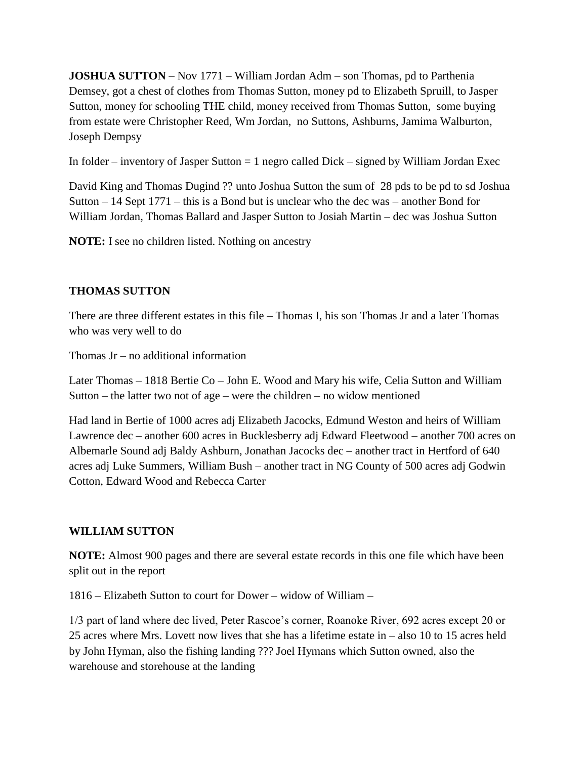**JOSHUA SUTTON** – Nov 1771 – William Jordan Adm – son Thomas, pd to Parthenia Demsey, got a chest of clothes from Thomas Sutton, money pd to Elizabeth Spruill, to Jasper Sutton, money for schooling THE child, money received from Thomas Sutton, some buying from estate were Christopher Reed, Wm Jordan, no Suttons, Ashburns, Jamima Walburton, Joseph Dempsy

In folder – inventory of Jasper Sutton = 1 negro called Dick – signed by William Jordan Exec

David King and Thomas Dugind ?? unto Joshua Sutton the sum of 28 pds to be pd to sd Joshua Sutton – 14 Sept 1771 – this is a Bond but is unclear who the dec was – another Bond for William Jordan, Thomas Ballard and Jasper Sutton to Josiah Martin – dec was Joshua Sutton

**NOTE:** I see no children listed. Nothing on ancestry

**THOMAS SUTTON**

There are three different estates in this file – Thomas I, his son Thomas Jr and a later Thomas who was very well to do

Thomas Jr – no additional information

Later Thomas – 1818 Bertie Co – John E. Wood and Mary his wife, Celia Sutton and William Sutton – the latter two not of age – were the children – no widow mentioned

Had land in Bertie of 1000 acres adj Elizabeth Jacocks, Edmund Weston and heirs of William Lawrence dec – another 600 acres in Bucklesberry adj Edward Fleetwood – another 700 acres on Albemarle Sound adj Baldy Ashburn, Jonathan Jacocks dec – another tract in Hertford of 640 acres adj Luke Summers, William Bush – another tract in NG County of 500 acres adj Godwin Cotton, Edward Wood and Rebecca Carter

**WILLIAM SUTTON**

**NOTE:** Almost 900 pages and there are several estate records in this one file which have been split out in the report

1816 – Elizabeth Sutton to court for Dower – widow of William –

1/3 part of land where dec lived, Peter Rascoe's corner, Roanoke River, 692 acres except 20 or 25 acres where Mrs. Lovett now lives that she has a lifetime estate in – also 10 to 15 acres held by John Hyman, also the fishing landing ??? Joel Hymans which Sutton owned, also the warehouse and storehouse at the landing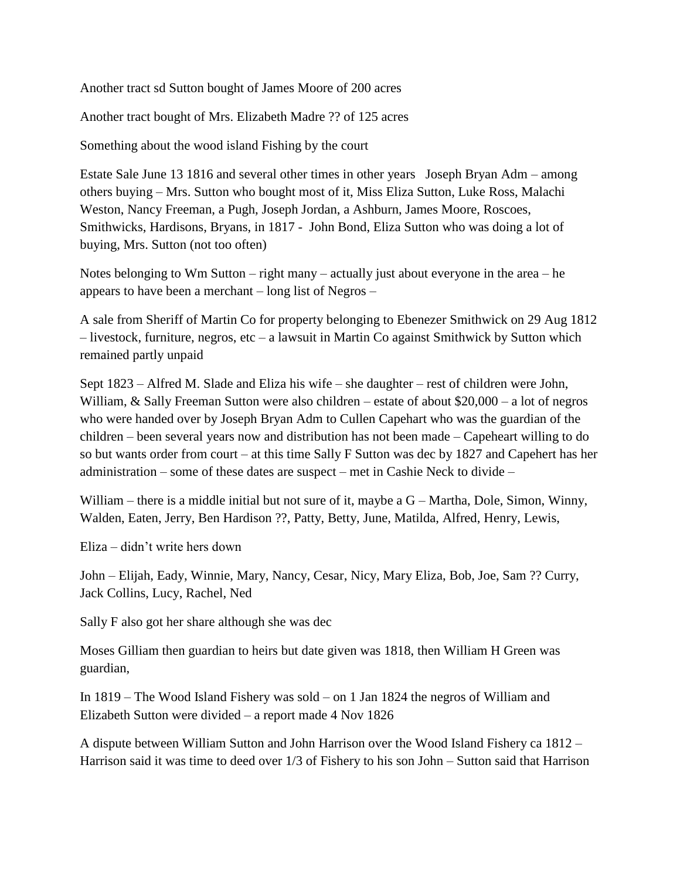Another tract sd Sutton bought of James Moore of 200 acres

Another tract bought of Mrs. Elizabeth Madre ?? of 125 acres

Something about the wood island Fishing by the court

Estate Sale June 13 1816 and several other times in other years  Joseph Bryan Adm – among others buying – Mrs. Sutton who bought most of it, Miss Eliza Sutton, Luke Ross, Malachi Weston, Nancy Freeman, a Pugh, Joseph Jordan, a Ashburn, James Moore, Roscoes, Smithwicks, Hardisons, Bryans, in 1817 -  John Bond, Eliza Sutton who was doing a lot of buying, Mrs. Sutton (not too often)

Notes belonging to Wm Sutton – right many – actually just about everyone in the area – he appears to have been a merchant – long list of Negros –

A sale from Sheriff of Martin Co for property belonging to Ebenezer Smithwick on 29 Aug 1812 – livestock, furniture, negros, etc – a lawsuit in Martin Co against Smithwick by Sutton which remained partly unpaid

Sept 1823 – Alfred M. Slade and Eliza his wife – she daughter – rest of children were John, William, & Sally Freeman Sutton were also children – estate of about $20,000 – a lot of negros who were handed over by Joseph Bryan Adm to Cullen Capehart who was the guardian of the children – been several years now and distribution has not been made – Capeheart willing to do so but wants order from court – at this time Sally F Sutton was dec by 1827 and Capehert has her administration – some of these dates are suspect – met in Cashie Neck to divide –

William – there is a middle initial but not sure of it, maybe a G – Martha, Dole, Simon, Winny, Walden, Eaten, Jerry, Ben Hardison ??, Patty, Betty, June, Matilda, Alfred, Henry, Lewis,

Eliza – didn't write hers down

John – Elijah, Eady, Winnie, Mary, Nancy, Cesar, Nicy, Mary Eliza, Bob, Joe, Sam ?? Curry, Jack Collins, Lucy, Rachel, Ned

Sally F also got her share although she was dec

Moses Gilliam then guardian to heirs but date given was 1818, then William H Green was guardian,

In 1819 – The Wood Island Fishery was sold – on 1 Jan 1824 the negros of William and Elizabeth Sutton were divided – a report made 4 Nov 1826

A dispute between William Sutton and John Harrison over the Wood Island Fishery ca 1812 – Harrison said it was time to deed over 1/3 of Fishery to his son John – Sutton said that Harrison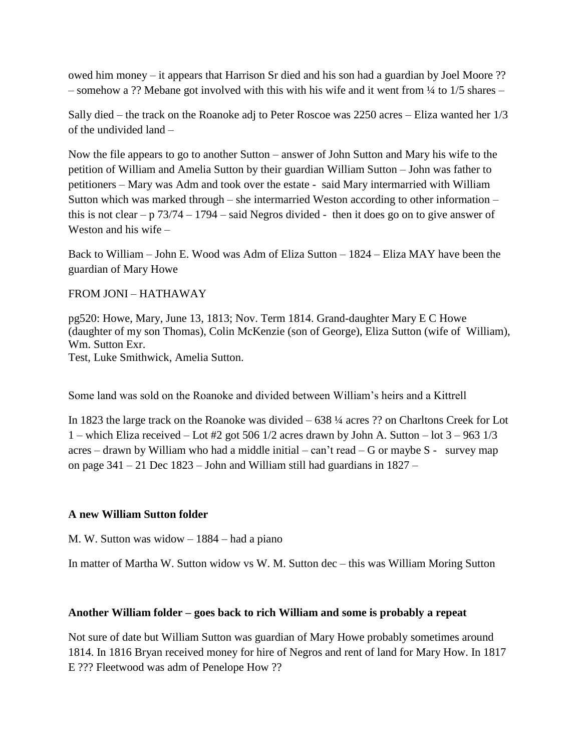owed him money – it appears that Harrison Sr died and his son had a guardian by Joel Moore ?? – somehow a ?? Mebane got involved with this with his wife and it went from ¼ to 1/5 shares –

Sally died – the track on the Roanoke adj to Peter Roscoe was 2250 acres – Eliza wanted her 1/3 of the undivided land –

Now the file appears to go to another Sutton – answer of John Sutton and Mary his wife to the petition of William and Amelia Sutton by their guardian William Sutton – John was father to petitioners – Mary was Adm and took over the estate - said Mary intermarried with William Sutton which was marked through – she intermarried Weston according to other information – this is not clear – p 73/74 – 1794 – said Negros divided - then it does go on to give answer of Weston and his wife –

Back to William – John E. Wood was Adm of Eliza Sutton – 1824 – Eliza MAY have been the guardian of Mary Howe

FROM JONI – HATHAWAY

pg520: Howe, Mary, June 13, 1813; Nov. Term 1814. Grand-daughter Mary E C Howe (daughter of my son Thomas), Colin McKenzie (son of George), Eliza Sutton (wife of William), Wm. Sutton Exr.
Test, Luke Smithwick, Amelia Sutton.

Some land was sold on the Roanoke and divided between William's heirs and a Kittrell

In 1823 the large track on the Roanoke was divided – 638 ¼ acres ?? on Charltons Creek for Lot 1 – which Eliza received – Lot #2 got 506 1/2 acres drawn by John A. Sutton – lot 3 – 963 1/3 acres – drawn by William who had a middle initial – can't read – G or maybe S - survey map on page 341 – 21 Dec 1823 – John and William still had guardians in 1827 –

**A new William Sutton folder**

M. W. Sutton was widow – 1884 – had a piano

In matter of Martha W. Sutton widow vs W. M. Sutton dec – this was William Moring Sutton

**Another William folder – goes back to rich William and some is probably a repeat**

Not sure of date but William Sutton was guardian of Mary Howe probably sometimes around 1814. In 1816 Bryan received money for hire of Negros and rent of land for Mary How. In 1817 E ??? Fleetwood was adm of Penelope How ??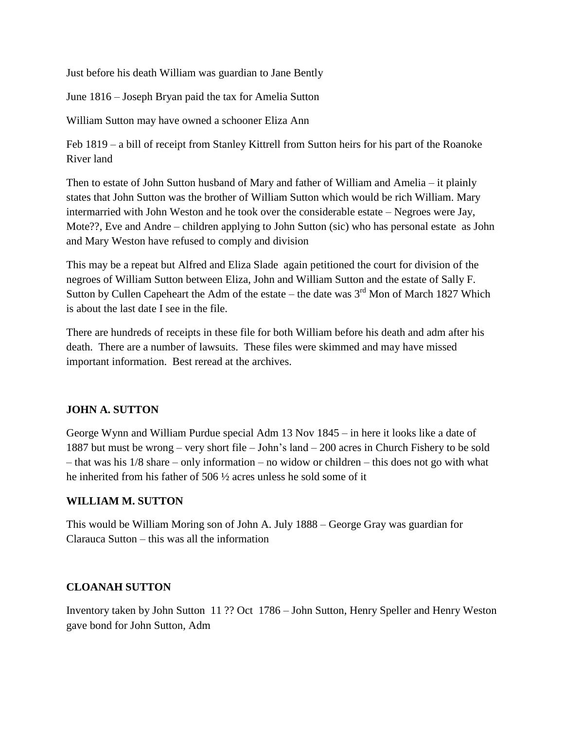Just before his death William was guardian to Jane Bently

June 1816 – Joseph Bryan paid the tax for Amelia Sutton

William Sutton may have owned a schooner Eliza Ann

Feb 1819 – a bill of receipt from Stanley Kittrell from Sutton heirs for his part of the Roanoke River land

Then to estate of John Sutton husband of Mary and father of William and Amelia – it plainly states that John Sutton was the brother of William Sutton which would be rich William. Mary intermarried with John Weston and he took over the considerable estate – Negroes were Jay, Mote??, Eve and Andre – children applying to John Sutton (sic) who has personal estate as John and Mary Weston have refused to comply and division

This may be a repeat but Alfred and Eliza Slade again petitioned the court for division of the negroes of William Sutton between Eliza, John and William Sutton and the estate of Sally F. Sutton by Cullen Capeheart the Adm of the estate – the date was 3rd Mon of March 1827 Which is about the last date I see in the file.

There are hundreds of receipts in these file for both William before his death and adm after his death. There are a number of lawsuits. These files were skimmed and may have missed important information. Best reread at the archives.

**JOHN A. SUTTON**

George Wynn and William Purdue special Adm 13 Nov 1845 – in here it looks like a date of 1887 but must be wrong – very short file – John's land – 200 acres in Church Fishery to be sold – that was his 1/8 share – only information – no widow or children – this does not go with what he inherited from his father of 506 ½ acres unless he sold some of it

**WILLIAM M. SUTTON**

This would be William Moring son of John A. July 1888 – George Gray was guardian for Clarauca Sutton – this was all the information

**CLOANAH SUTTON**

Inventory taken by John Sutton 11 ?? Oct 1786 – John Sutton, Henry Speller and Henry Weston gave bond for John Sutton, Adm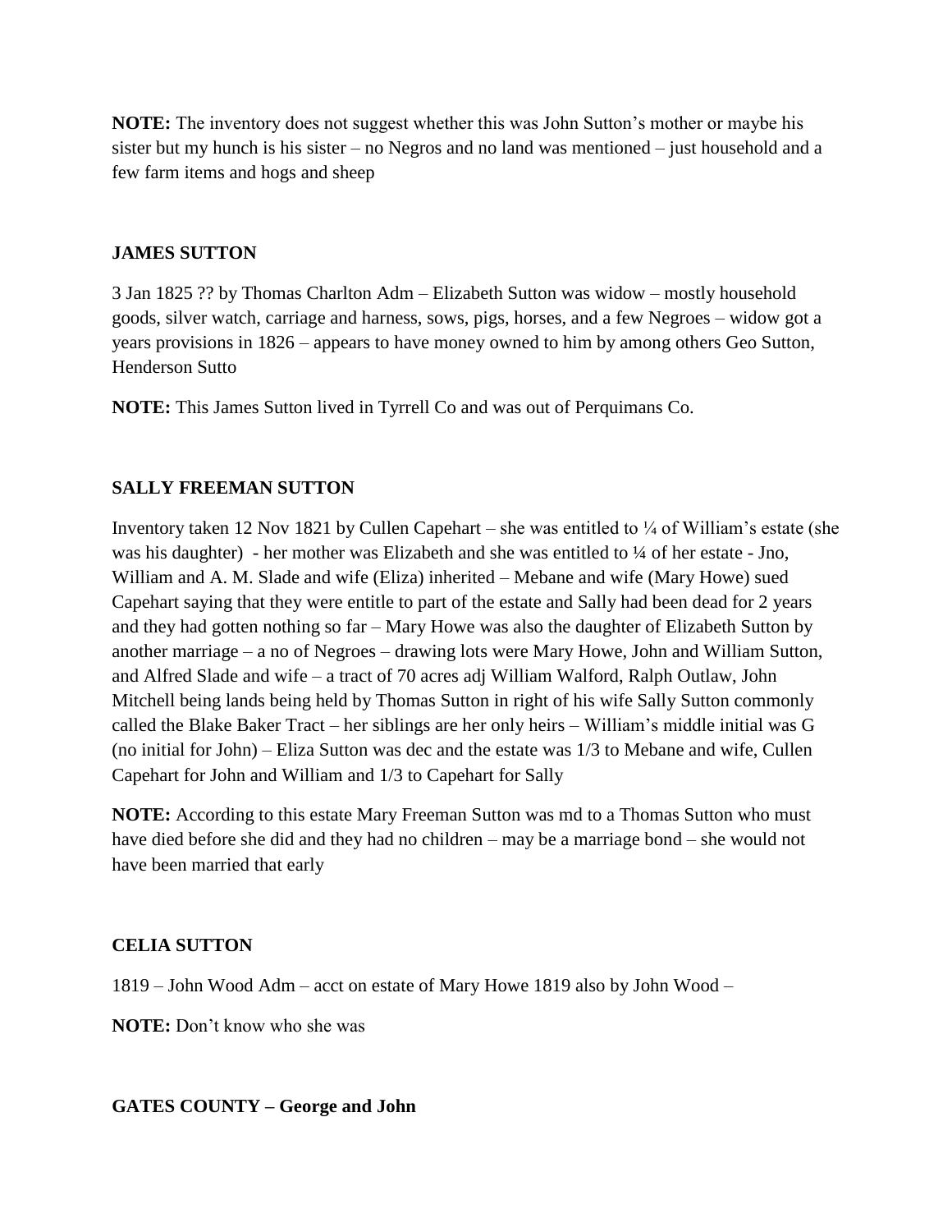**NOTE:** The inventory does not suggest whether this was John Sutton's mother or maybe his sister but my hunch is his sister – no Negros and no land was mentioned – just household and a few farm items and hogs and sheep

### JAMES SUTTON

3 Jan 1825 ?? by Thomas Charlton Adm – Elizabeth Sutton was widow – mostly household goods, silver watch, carriage and harness, sows, pigs, horses, and a few Negroes – widow got a years provisions in 1826 – appears to have money owned to him by among others Geo Sutton, Henderson Sutto

**NOTE:** This James Sutton lived in Tyrrell Co and was out of Perquimans Co.

### SALLY FREEMAN SUTTON

Inventory taken 12 Nov 1821 by Cullen Capehart – she was entitled to ¼ of William's estate (she was his daughter) - her mother was Elizabeth and she was entitled to ¼ of her estate - Jno, William and A. M. Slade and wife (Eliza) inherited – Mebane and wife (Mary Howe) sued Capehart saying that they were entitle to part of the estate and Sally had been dead for 2 years and they had gotten nothing so far – Mary Howe was also the daughter of Elizabeth Sutton by another marriage – a no of Negroes – drawing lots were Mary Howe, John and William Sutton, and Alfred Slade and wife – a tract of 70 acres adj William Walford, Ralph Outlaw, John Mitchell being lands being held by Thomas Sutton in right of his wife Sally Sutton commonly called the Blake Baker Tract – her siblings are her only heirs – William's middle initial was G (no initial for John) – Eliza Sutton was dec and the estate was 1/3 to Mebane and wife, Cullen Capehart for John and William and 1/3 to Capehart for Sally

**NOTE:** According to this estate Mary Freeman Sutton was md to a Thomas Sutton who must have died before she did and they had no children – may be a marriage bond – she would not have been married that early

### CELIA SUTTON

1819 – John Wood Adm – acct on estate of Mary Howe 1819 also by John Wood –

**NOTE:** Don't know who she was

### GATES COUNTY – George and John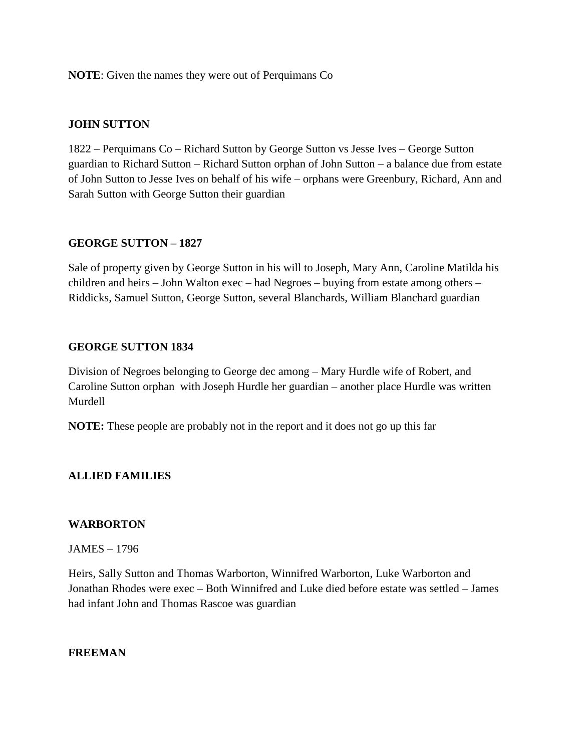**NOTE**: Given the names they were out of Perquimans Co

**JOHN SUTTON**

1822 – Perquimans Co – Richard Sutton by George Sutton vs Jesse Ives – George Sutton guardian to Richard Sutton – Richard Sutton orphan of John Sutton – a balance due from estate of John Sutton to Jesse Ives on behalf of his wife – orphans were Greenbury, Richard, Ann and Sarah Sutton with George Sutton their guardian

**GEORGE SUTTON – 1827**

Sale of property given by George Sutton in his will to Joseph, Mary Ann, Caroline Matilda his children and heirs – John Walton exec – had Negroes – buying from estate among others – Riddicks, Samuel Sutton, George Sutton, several Blanchards, William Blanchard guardian

**GEORGE SUTTON 1834**

Division of Negroes belonging to George dec among – Mary Hurdle wife of Robert, and Caroline Sutton orphan with Joseph Hurdle her guardian – another place Hurdle was written Murdell

**NOTE:** These people are probably not in the report and it does not go up this far

**ALLIED FAMILIES**

**WARBORTON**

JAMES – 1796

Heirs, Sally Sutton and Thomas Warborton, Winnifred Warborton, Luke Warborton and Jonathan Rhodes were exec – Both Winnifred and Luke died before estate was settled – James had infant John and Thomas Rascoe was guardian

**FREEMAN**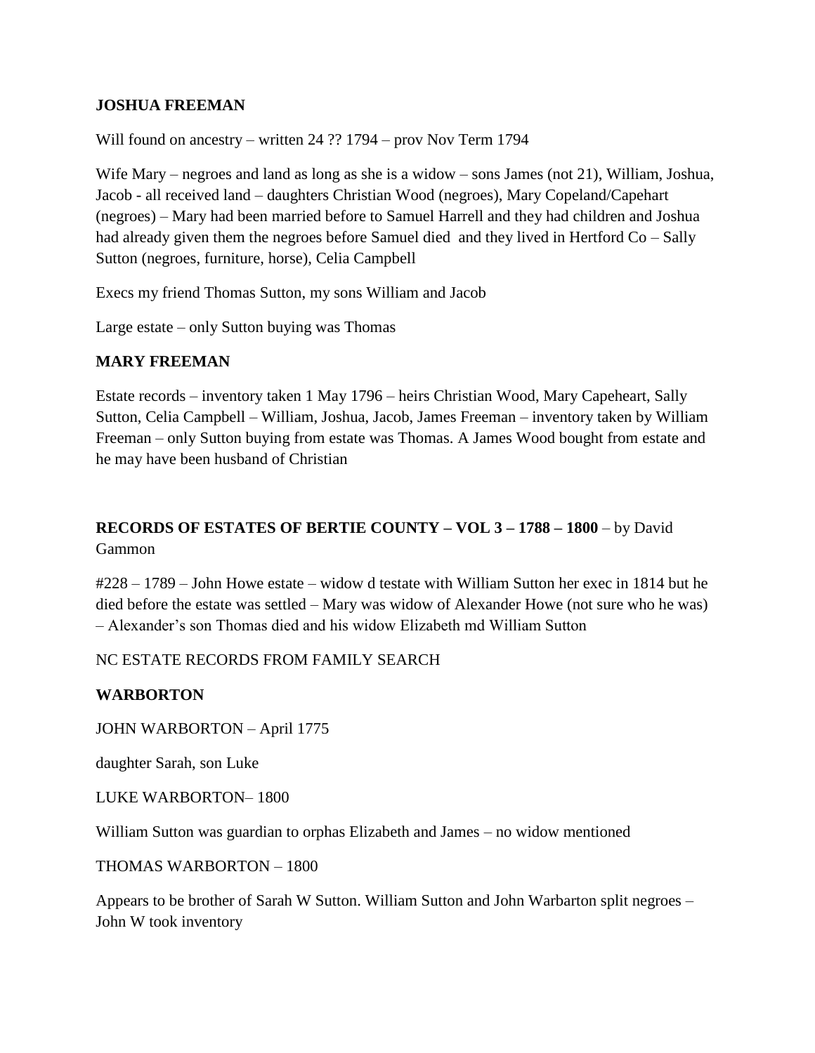**JOSHUA FREEMAN**

Will found on ancestry – written 24 ?? 1794 – prov Nov Term 1794

Wife Mary – negroes and land as long as she is a widow – sons James (not 21), William, Joshua, Jacob - all received land – daughters Christian Wood (negroes), Mary Copeland/Capehart (negroes) – Mary had been married before to Samuel Harrell and they had children and Joshua had already given them the negroes before Samuel died and they lived in Hertford Co – Sally Sutton (negroes, furniture, horse), Celia Campbell

Execs my friend Thomas Sutton, my sons William and Jacob

Large estate – only Sutton buying was Thomas

**MARY FREEMAN**

Estate records – inventory taken 1 May 1796 – heirs Christian Wood, Mary Capeheart, Sally Sutton, Celia Campbell – William, Joshua, Jacob, James Freeman – inventory taken by William Freeman – only Sutton buying from estate was Thomas. A James Wood bought from estate and he may have been husband of Christian

**RECORDS OF ESTATES OF BERTIE COUNTY – VOL 3 – 1788 – 1800** – by David Gammon

#228 – 1789 – John Howe estate – widow d testate with William Sutton her exec in 1814 but he died before the estate was settled – Mary was widow of Alexander Howe (not sure who he was) – Alexander's son Thomas died and his widow Elizabeth md William Sutton

NC ESTATE RECORDS FROM FAMILY SEARCH

**WARBORTON**

JOHN WARBORTON – April 1775

daughter Sarah, son Luke

LUKE WARBORTON– 1800

William Sutton was guardian to orphas Elizabeth and James – no widow mentioned

THOMAS WARBORTON – 1800

Appears to be brother of Sarah W Sutton. William Sutton and John Warbarton split negroes – John W took inventory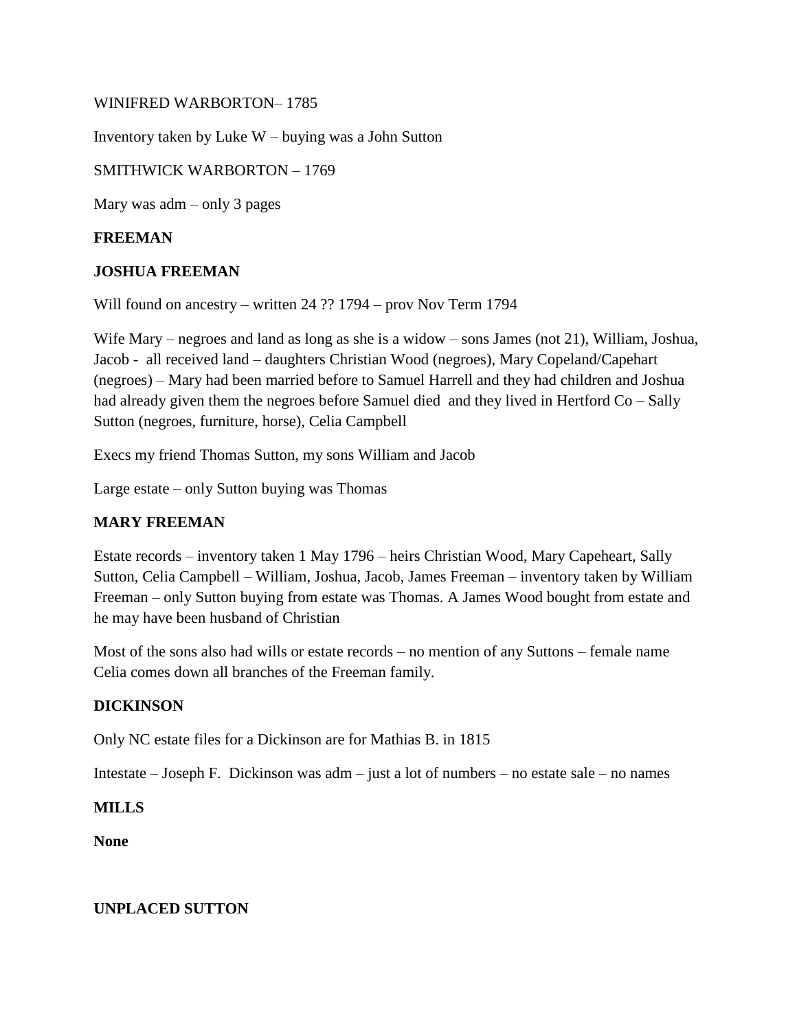WINIFRED WARBORTON– 1785

Inventory taken by Luke W – buying was a John Sutton

SMITHWICK WARBORTON – 1769

Mary was adm – only 3 pages

**FREEMAN**

**JOSHUA FREEMAN**

Will found on ancestry – written 24 ?? 1794 – prov Nov Term 1794

Wife Mary – negroes and land as long as she is a widow – sons James (not 21), William, Joshua, Jacob - all received land – daughters Christian Wood (negroes), Mary Copeland/Capehart (negroes) – Mary had been married before to Samuel Harrell and they had children and Joshua had already given them the negroes before Samuel died and they lived in Hertford Co – Sally Sutton (negroes, furniture, horse), Celia Campbell

Execs my friend Thomas Sutton, my sons William and Jacob

Large estate – only Sutton buying was Thomas

**MARY FREEMAN**

Estate records – inventory taken 1 May 1796 – heirs Christian Wood, Mary Capeheart, Sally Sutton, Celia Campbell – William, Joshua, Jacob, James Freeman – inventory taken by William Freeman – only Sutton buying from estate was Thomas. A James Wood bought from estate and he may have been husband of Christian

Most of the sons also had wills or estate records – no mention of any Suttons – female name Celia comes down all branches of the Freeman family.

**DICKINSON**

Only NC estate files for a Dickinson are for Mathias B. in 1815

Intestate – Joseph F. Dickinson was adm – just a lot of numbers – no estate sale – no names

**MILLS**

**None**

**UNPLACED SUTTON**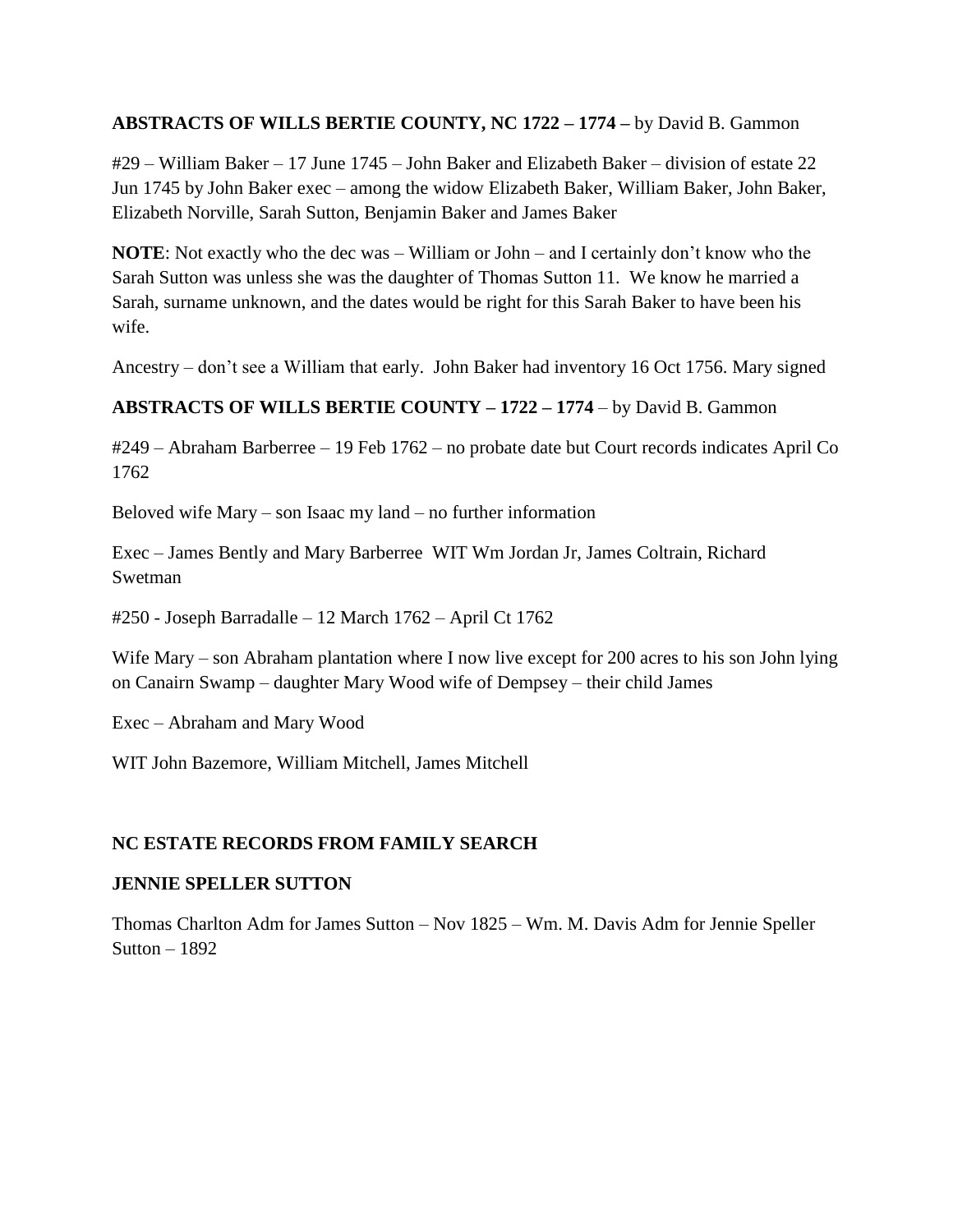**ABSTRACTS OF WILLS BERTIE COUNTY, NC 1722 – 1774 –** by David B. Gammon

#29 – William Baker – 17 June 1745 – John Baker and Elizabeth Baker – division of estate 22 Jun 1745 by John Baker exec – among the widow Elizabeth Baker, William Baker, John Baker, Elizabeth Norville, Sarah Sutton, Benjamin Baker and James Baker

**NOTE**: Not exactly who the dec was – William or John – and I certainly don't know who the Sarah Sutton was unless she was the daughter of Thomas Sutton 11. We know he married a Sarah, surname unknown, and the dates would be right for this Sarah Baker to have been his wife.

Ancestry – don't see a William that early. John Baker had inventory 16 Oct 1756. Mary signed

**ABSTRACTS OF WILLS BERTIE COUNTY – 1722 – 1774** – by David B. Gammon

#249 – Abraham Barberree – 19 Feb 1762 – no probate date but Court records indicates April Co 1762

Beloved wife Mary – son Isaac my land – no further information

Exec – James Bently and Mary Barberree WIT Wm Jordan Jr, James Coltrain, Richard Swetman

#250 - Joseph Barradalle – 12 March 1762 – April Ct 1762

Wife Mary – son Abraham plantation where I now live except for 200 acres to his son John lying on Canairn Swamp – daughter Mary Wood wife of Dempsey – their child James

Exec – Abraham and Mary Wood

WIT John Bazemore, William Mitchell, James Mitchell

**NC ESTATE RECORDS FROM FAMILY SEARCH**

**JENNIE SPELLER SUTTON**

Thomas Charlton Adm for James Sutton – Nov 1825 – Wm. M. Davis Adm for Jennie Speller Sutton – 1892